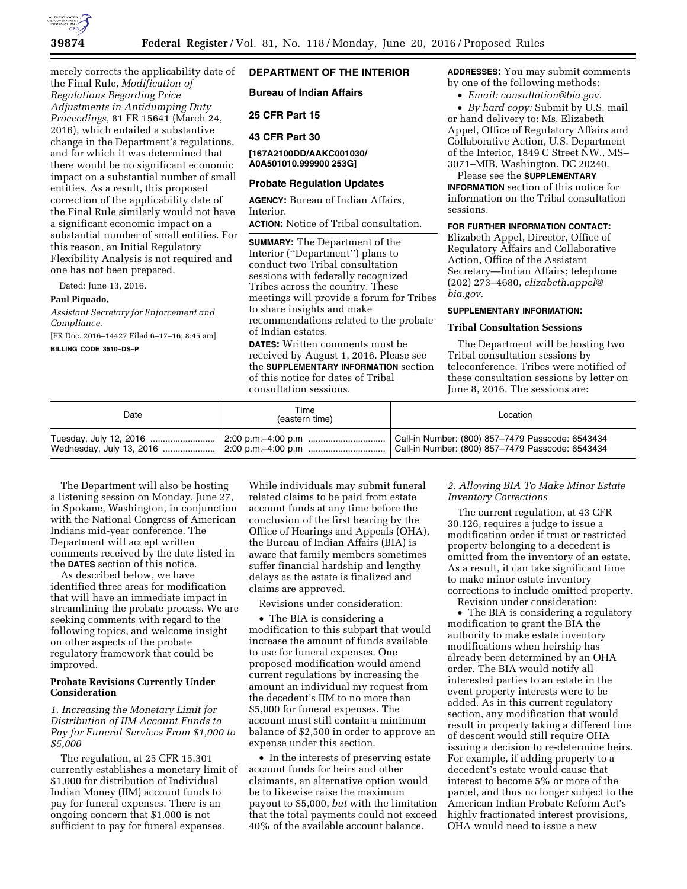merely corrects the applicability date of the Final Rule, *Modification of Regulations Regarding Price Adjustments in Antidumping Duty Proceedings,* 81 FR 15641 (March 24, 2016), which entailed a substantive change in the Department's regulations, and for which it was determined that there would be no significant economic impact on a substantial number of small entities. As a result, this proposed correction of the applicability date of the Final Rule similarly would not have a significant economic impact on a substantial number of small entities. For this reason, an Initial Regulatory Flexibility Analysis is not required and one has not been prepared.

Dated: June 13, 2016.

**Paul Piquado,**

*Assistant Secretary for Enforcement and Compliance.*

[FR Doc. 2016–14427 Filed 6–17–16; 8:45 am]

**BILLING CODE 3510–DS–P**

## DEPARTMENT OF THE INTERIOR

### Bureau of Indian Affairs

### 25 CFR Part 15

### 43 CFR Part 30

**[167A2100DD/AAKC001030/ A0A501010.999900 253G]**

### Probate Regulation Updates

**AGENCY:** Bureau of Indian Affairs, Interior.

**ACTION:** Notice of Tribal consultation.

**SUMMARY:** The Department of the Interior (''Department'') plans to conduct two Tribal consultation sessions with federally recognized Tribes across the country. These meetings will provide a forum for Tribes to share insights and make recommendations related to the probate of Indian estates.

**DATES:** Written comments must be received by August 1, 2016. Please see the **SUPPLEMENTARY INFORMATION** section of this notice for dates of Tribal consultation sessions.

**ADDRESSES:** You may submit comments by one of the following methods:

- *Email: consultation@bia.gov.*
- *By hard copy:* Submit by U.S. mail or hand delivery to: Ms. Elizabeth Appel, Office of Regulatory Affairs and Collaborative Action, U.S. Department of the Interior, 1849 C Street NW., MS–3071–MIB, Washington, DC 20240.

Please see the **SUPPLEMENTARY INFORMATION** section of this notice for information on the Tribal consultation sessions.

**FOR FURTHER INFORMATION CONTACT:** Elizabeth Appel, Director, Office of Regulatory Affairs and Collaborative Action, Office of the Assistant Secretary—Indian Affairs; telephone (202) 273–4680, *elizabeth.appel@bia.gov.*

**SUPPLEMENTARY INFORMATION:**

### Tribal Consultation Sessions

The Department will be hosting two Tribal consultation sessions by teleconference. Tribes were notified of these consultation sessions by letter on June 8, 2016. The sessions are:

| Date | Time (eastern time) | Location |
|---|---|---|
| Tuesday, July 12, 2016 | 2:00 p.m.–4:00 p.m | Call-in Number: (800) 857–7479 Passcode: 6543434 |
| Wednesday, July 13, 2016 | 2:00 p.m.–4:00 p.m | Call-in Number: (800) 857–7479 Passcode: 6543434 |

The Department will also be hosting a listening session on Monday, June 27, in Spokane, Washington, in conjunction with the National Congress of American Indians mid-year conference. The Department will accept written comments received by the date listed in the **DATES** section of this notice.

As described below, we have identified three areas for modification that will have an immediate impact in streamlining the probate process. We are seeking comments with regard to the following topics, and welcome insight on other aspects of the probate regulatory framework that could be improved.

### Probate Revisions Currently Under Consideration

#### *1. Increasing the Monetary Limit for Distribution of IIM Account Funds to Pay for Funeral Services From $1,000 to $5,000*

The regulation, at 25 CFR 15.301 currently establishes a monetary limit of $1,000 for distribution of Individual Indian Money (IIM) account funds to pay for funeral expenses. There is an ongoing concern that $1,000 is not sufficient to pay for funeral expenses. While individuals may submit funeral related claims to be paid from estate account funds at any time before the conclusion of the first hearing by the Office of Hearings and Appeals (OHA), the Bureau of Indian Affairs (BIA) is aware that family members sometimes suffer financial hardship and lengthy delays as the estate is finalized and claims are approved.

Revisions under consideration:

- The BIA is considering a modification to this subpart that would increase the amount of funds available to use for funeral expenses. One proposed modification would amend current regulations by increasing the amount an individual my request from the decedent's IIM to no more than $5,000 for funeral expenses. The account must still contain a minimum balance of $2,500 in order to approve an expense under this section.
- In the interests of preserving estate account funds for heirs and other claimants, an alternative option would be to likewise raise the maximum payout to $5,000, *but* with the limitation that the total payments could not exceed 40% of the available account balance.

#### *2. Allowing BIA To Make Minor Estate Inventory Corrections*

The current regulation, at 43 CFR 30.126, requires a judge to issue a modification order if trust or restricted property belonging to a decedent is omitted from the inventory of an estate. As a result, it can take significant time to make minor estate inventory corrections to include omitted property.

Revision under consideration:

- The BIA is considering a regulatory modification to grant the BIA the authority to make estate inventory modifications when heirship has already been determined by an OHA order. The BIA would notify all interested parties to an estate in the event property interests were to be added. As in this current regulatory section, any modification that would result in property taking a different line of descent would still require OHA issuing a decision to re-determine heirs. For example, if adding property to a decedent's estate would cause that interest to become 5% or more of the parcel, and thus no longer subject to the American Indian Probate Reform Act's highly fractionated interest provisions, OHA would need to issue a new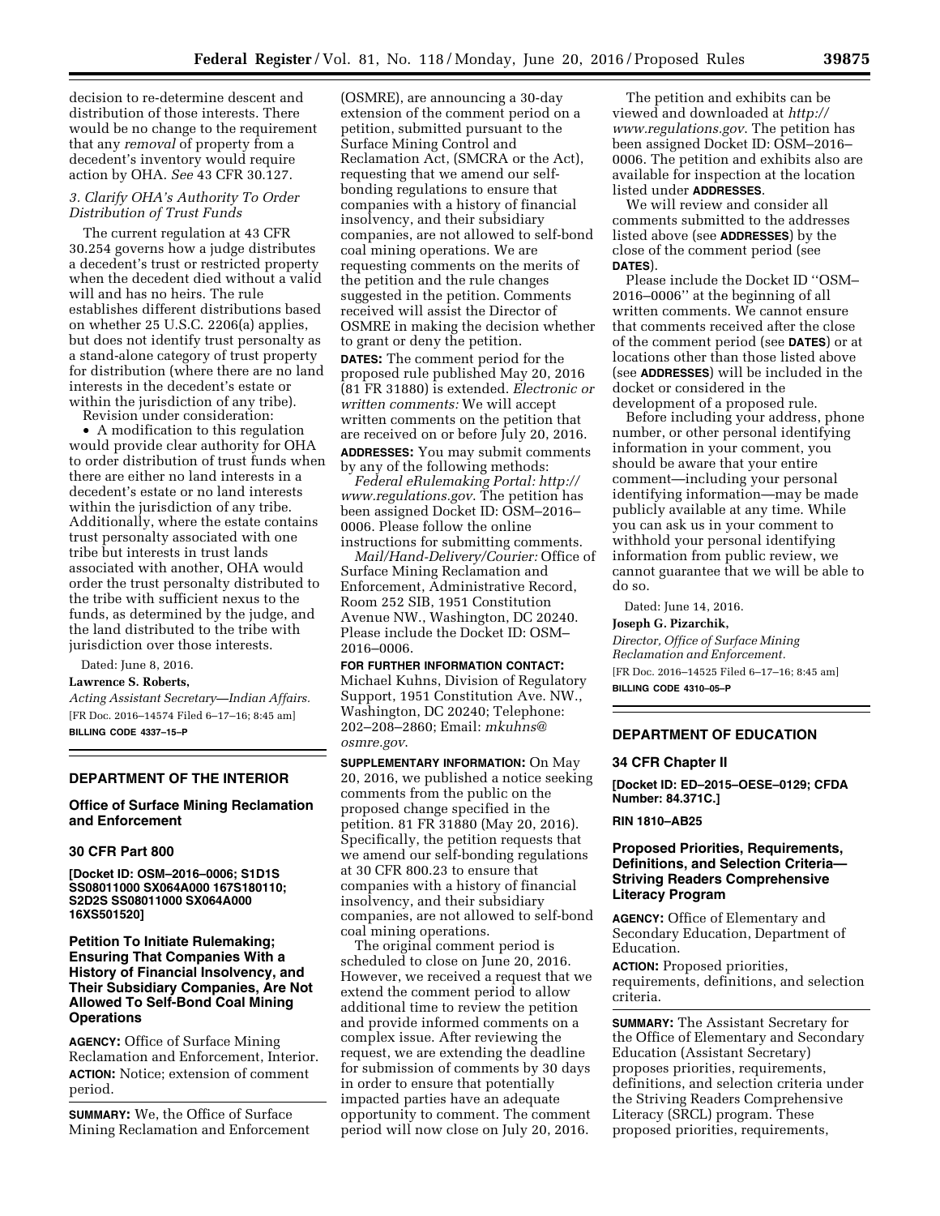decision to re-determine descent and distribution of those interests. There would be no change to the requirement that any *removal* of property from a decedent's inventory would require action by OHA. *See* 43 CFR 30.127.

*3. Clarify OHA's Authority To Order Distribution of Trust Funds*

The current regulation at 43 CFR 30.254 governs how a judge distributes a decedent's trust or restricted property when the decedent died without a valid will and has no heirs. The rule establishes different distributions based on whether 25 U.S.C. 2206(a) applies, but does not identify trust personalty as a stand-alone category of trust property for distribution (where there are no land interests in the decedent's estate or within the jurisdiction of any tribe).

Revision under consideration:

• A modification to this regulation would provide clear authority for OHA to order distribution of trust funds when there are either no land interests in a decedent's estate or no land interests within the jurisdiction of any tribe. Additionally, where the estate contains trust personalty associated with one tribe but interests in trust lands associated with another, OHA would order the trust personalty distributed to the tribe with sufficient nexus to the funds, as determined by the judge, and the land distributed to the tribe with jurisdiction over those interests.

Dated: June 8, 2016.

**Lawrence S. Roberts,**

*Acting Assistant Secretary—Indian Affairs.*

[FR Doc. 2016–14574 Filed 6–17–16; 8:45 am]

**BILLING CODE 4337–15–P**

## DEPARTMENT OF THE INTERIOR

### Office of Surface Mining Reclamation and Enforcement

### 30 CFR Part 800

**[Docket ID: OSM–2016–0006; S1D1S SS08011000 SX064A000 167S180110; S2D2S SS08011000 SX064A000 16XS501520]**

### Petition To Initiate Rulemaking; Ensuring That Companies With a History of Financial Insolvency, and Their Subsidiary Companies, Are Not Allowed To Self-Bond Coal Mining Operations

**AGENCY:** Office of Surface Mining Reclamation and Enforcement, Interior.

**ACTION:** Notice; extension of comment period.

**SUMMARY:** We, the Office of Surface Mining Reclamation and Enforcement (OSMRE), are announcing a 30-day extension of the comment period on a petition, submitted pursuant to the Surface Mining Control and Reclamation Act, (SMCRA or the Act), requesting that we amend our self-bonding regulations to ensure that companies with a history of financial insolvency, and their subsidiary companies, are not allowed to self-bond coal mining operations. We are requesting comments on the merits of the petition and the rule changes suggested in the petition. Comments received will assist the Director of OSMRE in making the decision whether to grant or deny the petition.

**DATES:** The comment period for the proposed rule published May 20, 2016 (81 FR 31880) is extended. *Electronic or written comments:* We will accept written comments on the petition that are received on or before July 20, 2016.

**ADDRESSES:** You may submit comments by any of the following methods:

*Federal eRulemaking Portal: http://www.regulations.gov*. The petition has been assigned Docket ID: OSM–2016–0006. Please follow the online instructions for submitting comments.

*Mail/Hand-Delivery/Courier:* Office of Surface Mining Reclamation and Enforcement, Administrative Record, Room 252 SIB, 1951 Constitution Avenue NW., Washington, DC 20240. Please include the Docket ID: OSM–2016–0006.

**FOR FURTHER INFORMATION CONTACT:** Michael Kuhns, Division of Regulatory Support, 1951 Constitution Ave. NW., Washington, DC 20240; Telephone: 202–208–2860; Email: *mkuhns@osmre.gov*.

**SUPPLEMENTARY INFORMATION:** On May 20, 2016, we published a notice seeking comments from the public on the proposed change specified in the petition. 81 FR 31880 (May 20, 2016). Specifically, the petition requests that we amend our self-bonding regulations at 30 CFR 800.23 to ensure that companies with a history of financial insolvency, and their subsidiary companies, are not allowed to self-bond coal mining operations.

The original comment period is scheduled to close on June 20, 2016. However, we received a request that we extend the comment period to allow additional time to review the petition and provide informed comments on a complex issue. After reviewing the request, we are extending the deadline for submission of comments by 30 days in order to ensure that potentially impacted parties have an adequate opportunity to comment. The comment period will now close on July 20, 2016.

The petition and exhibits can be viewed and downloaded at *http://www.regulations.gov*. The petition has been assigned Docket ID: OSM–2016–0006. The petition and exhibits also are available for inspection at the location listed under **ADDRESSES**.

We will review and consider all comments submitted to the addresses listed above (see **ADDRESSES**) by the close of the comment period (see **DATES**).

Please include the Docket ID "OSM–2016–0006" at the beginning of all written comments. We cannot ensure that comments received after the close of the comment period (see **DATES**) or at locations other than those listed above (see **ADDRESSES**) will be included in the docket or considered in the development of a proposed rule.

Before including your address, phone number, or other personal identifying information in your comment, you should be aware that your entire comment—including your personal identifying information—may be made publicly available at any time. While you can ask us in your comment to withhold your personal identifying information from public review, we cannot guarantee that we will be able to do so.

Dated: June 14, 2016.

**Joseph G. Pizarchik,**

*Director, Office of Surface Mining Reclamation and Enforcement.*

[FR Doc. 2016–14525 Filed 6–17–16; 8:45 am]

**BILLING CODE 4310–05–P**

## DEPARTMENT OF EDUCATION

### 34 CFR Chapter II

**[Docket ID: ED–2015–OESE–0129; CFDA Number: 84.371C.]**

**RIN 1810–AB25**

### Proposed Priorities, Requirements, Definitions, and Selection Criteria—Striving Readers Comprehensive Literacy Program

**AGENCY:** Office of Elementary and Secondary Education, Department of Education.

**ACTION:** Proposed priorities, requirements, definitions, and selection criteria.

**SUMMARY:** The Assistant Secretary for the Office of Elementary and Secondary Education (Assistant Secretary) proposes priorities, requirements, definitions, and selection criteria under the Striving Readers Comprehensive Literacy (SRCL) program. These proposed priorities, requirements,